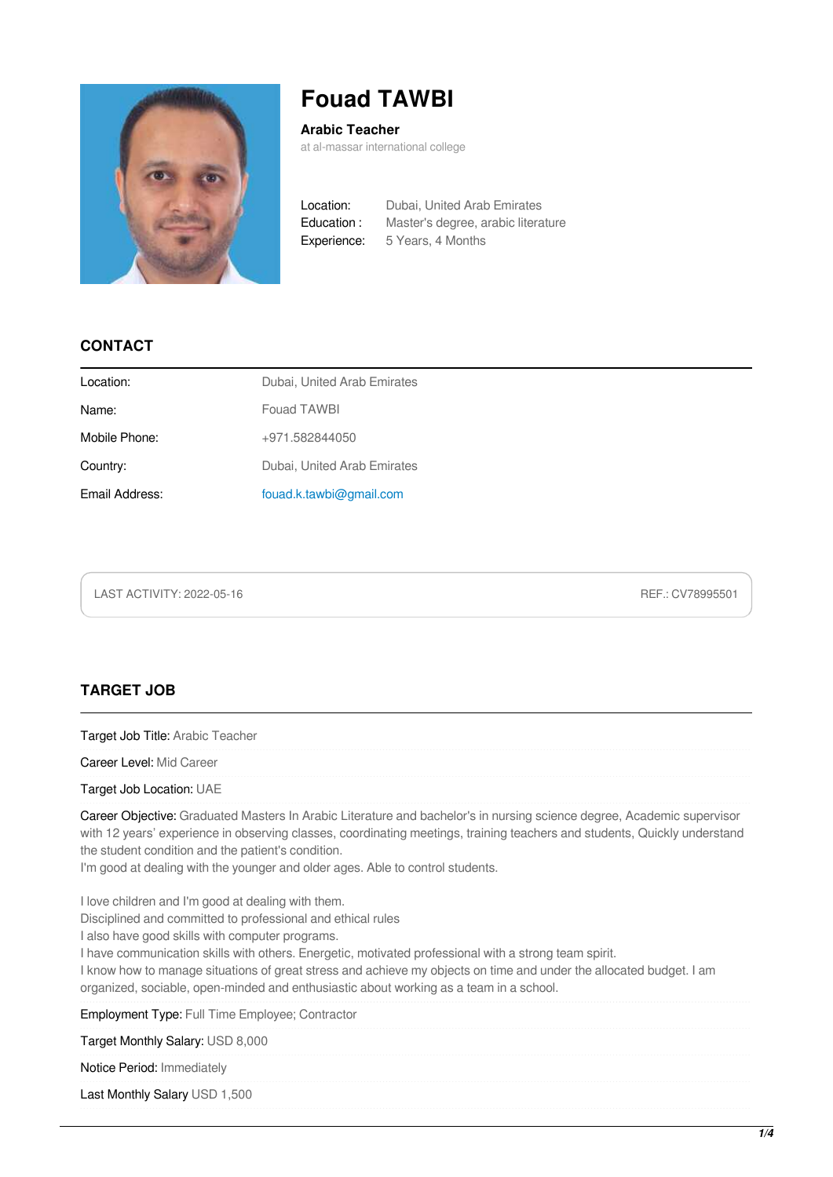# Fouad TAWBI

**Arabic Teacher**

at al-massar international college

Location: Dubai, United Arab Emirates
Education : Master's degree, arabic literature
Experience: 5 Years, 4 Months

## CONTACT

| | |
|---|---|
| Location: | Dubai, United Arab Emirates |
| Name: | Fouad TAWBI |
| Mobile Phone: | +971.582844050 |
| Country: | Dubai, United Arab Emirates |
| Email Address: | fouad.k.tawbi@gmail.com |

LAST ACTIVITY: 2022-05-16 REF.: CV78995501

## TARGET JOB

Target Job Title: Arabic Teacher

Career Level: Mid Career

Target Job Location: UAE

Career Objective: Graduated Masters In Arabic Literature and bachelor's in nursing science degree, Academic supervisor with 12 years' experience in observing classes, coordinating meetings, training teachers and students, Quickly understand the student condition and the patient's condition.
I'm good at dealing with the younger and older ages. Able to control students.

I love children and I'm good at dealing with them.
Disciplined and committed to professional and ethical rules
I also have good skills with computer programs.
I have communication skills with others. Energetic, motivated professional with a strong team spirit.
I know how to manage situations of great stress and achieve my objects on time and under the allocated budget. I am organized, sociable, open-minded and enthusiastic about working as a team in a school.

Employment Type: Full Time Employee; Contractor

Target Monthly Salary: USD 8,000

Notice Period: Immediately

Last Monthly Salary USD 1,500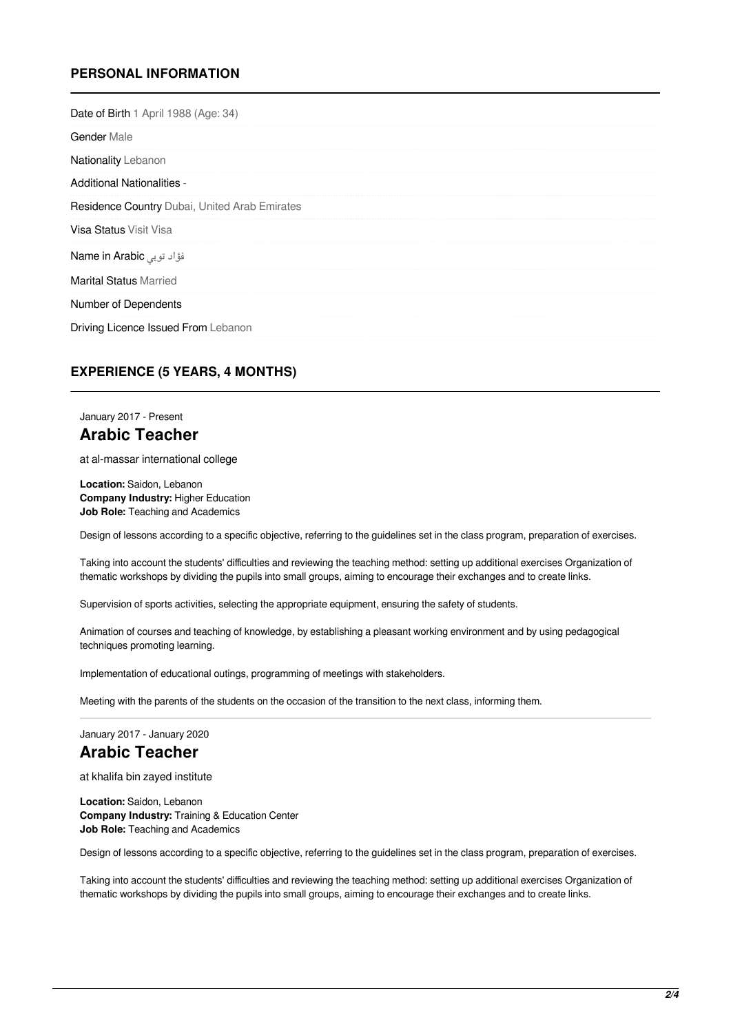## PERSONAL INFORMATION

Date of Birth 1 April 1988 (Age: 34)

Gender Male

Nationality Lebanon

Additional Nationalities -

Residence Country Dubai, United Arab Emirates

Visa Status Visit Visa

Name in Arabic فؤاد توبي

Marital Status Married

Number of Dependents

Driving Licence Issued From Lebanon

## EXPERIENCE (5 YEARS, 4 MONTHS)

January 2017 - Present

### Arabic Teacher

at al-massar international college

**Location:** Saidon, Lebanon
**Company Industry:** Higher Education
**Job Role:** Teaching and Academics

Design of lessons according to a specific objective, referring to the guidelines set in the class program, preparation of exercises.

Taking into account the students' difficulties and reviewing the teaching method: setting up additional exercises Organization of thematic workshops by dividing the pupils into small groups, aiming to encourage their exchanges and to create links.

Supervision of sports activities, selecting the appropriate equipment, ensuring the safety of students.

Animation of courses and teaching of knowledge, by establishing a pleasant working environment and by using pedagogical techniques promoting learning.

Implementation of educational outings, programming of meetings with stakeholders.

Meeting with the parents of the students on the occasion of the transition to the next class, informing them.

January 2017 - January 2020

### Arabic Teacher

at khalifa bin zayed institute

**Location:** Saidon, Lebanon
**Company Industry:** Training & Education Center
**Job Role:** Teaching and Academics

Design of lessons according to a specific objective, referring to the guidelines set in the class program, preparation of exercises.

Taking into account the students' difficulties and reviewing the teaching method: setting up additional exercises Organization of thematic workshops by dividing the pupils into small groups, aiming to encourage their exchanges and to create links.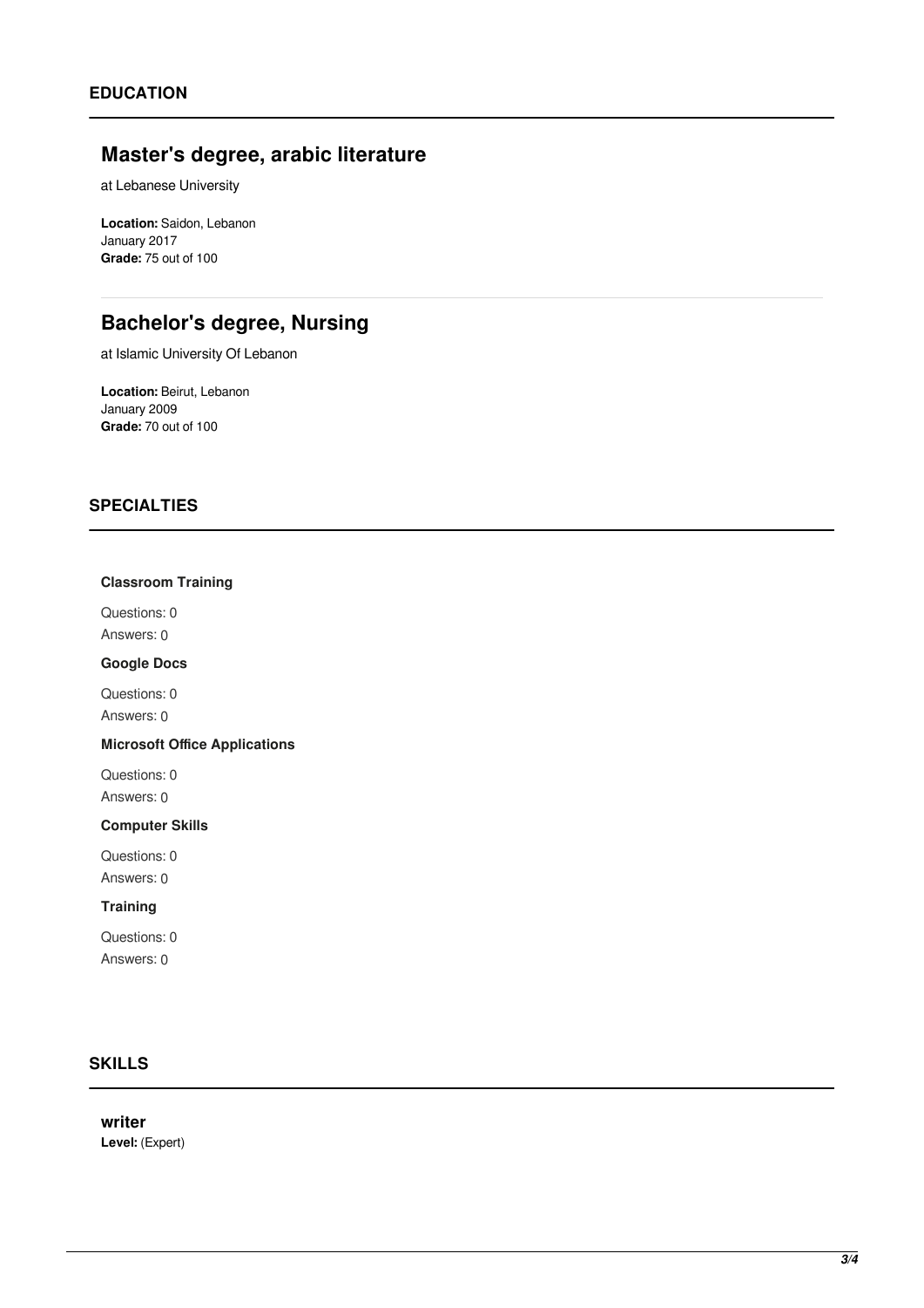## EDUCATION

### Master's degree, arabic literature

at Lebanese University

**Location:** Saidon, Lebanon
January 2017
**Grade:** 75 out of 100

### Bachelor's degree, Nursing

at Islamic University Of Lebanon

**Location:** Beirut, Lebanon
January 2009
**Grade:** 70 out of 100

## SPECIALTIES

**Classroom Training**

Questions: 0
Answers: 0

**Google Docs**

Questions: 0
Answers: 0

**Microsoft Office Applications**

Questions: 0
Answers: 0

**Computer Skills**

Questions: 0
Answers: 0

**Training**

Questions: 0
Answers: 0

## SKILLS

**writer**
**Level:** (Expert)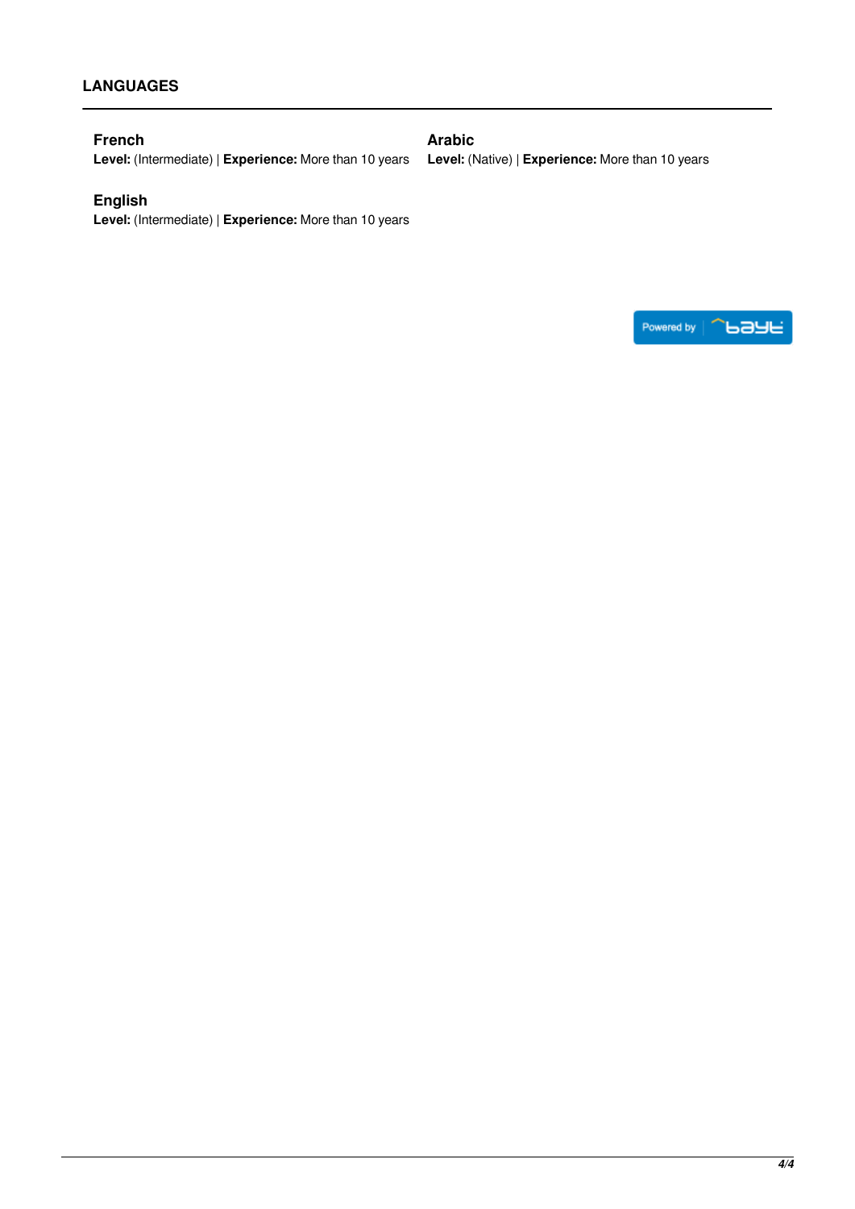## LANGUAGES

### French
**Level:** (Intermediate) | **Experience:** More than 10 years

### Arabic
**Level:** (Native) | **Experience:** More than 10 years

### English
**Level:** (Intermediate) | **Experience:** More than 10 years

Powered by bayt